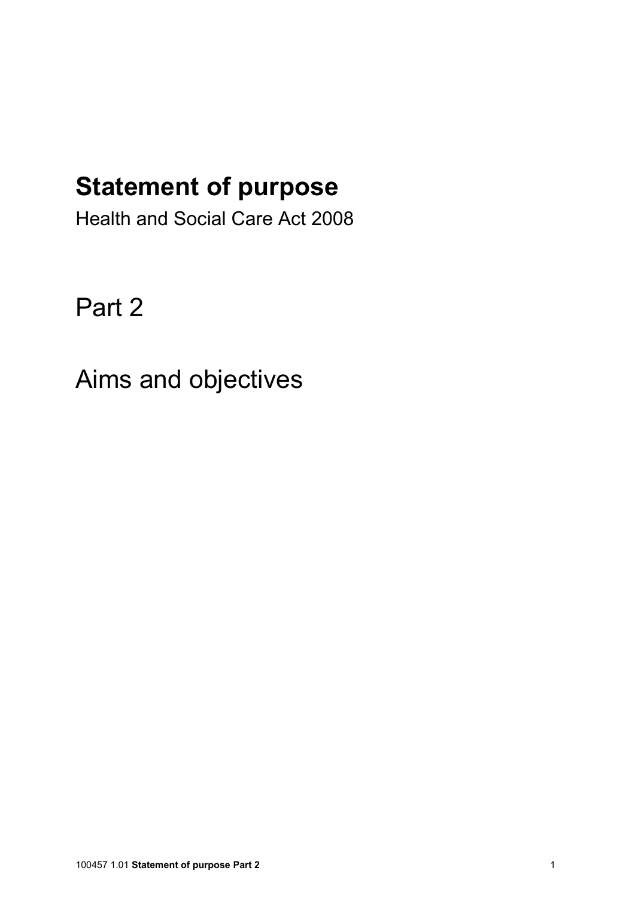# Statement of purpose

Health and Social Care Act 2008

Part 2

Aims and objectives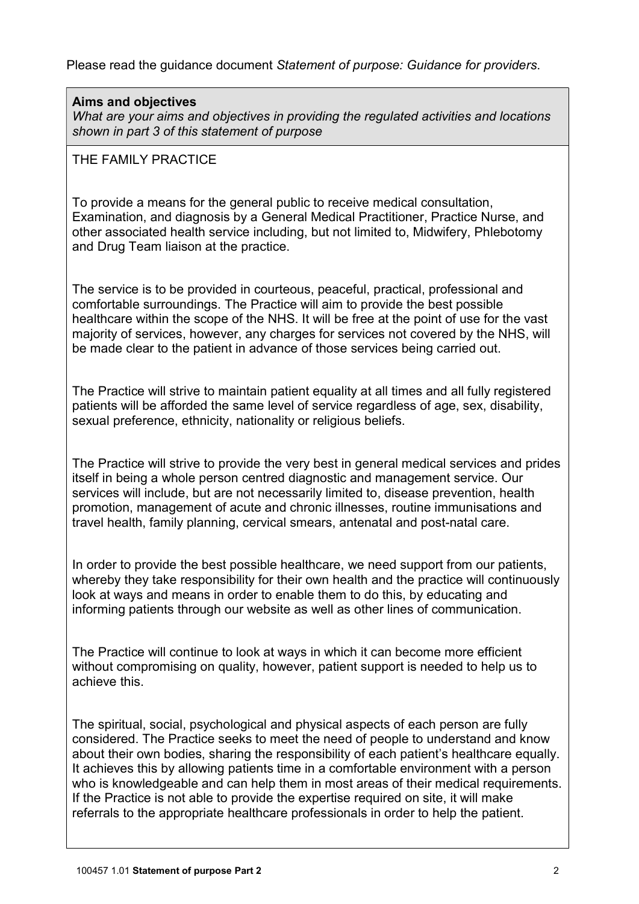Please read the guidance document *Statement of purpose: Guidance for providers*.

**Aims and objectives**

*What are your aims and objectives in providing the regulated activities and locations shown in part 3 of this statement of purpose*

THE FAMILY PRACTICE

To provide a means for the general public to receive medical consultation, Examination, and diagnosis by a General Medical Practitioner, Practice Nurse, and other associated health service including, but not limited to, Midwifery, Phlebotomy and Drug Team liaison at the practice.

The service is to be provided in courteous, peaceful, practical, professional and comfortable surroundings. The Practice will aim to provide the best possible healthcare within the scope of the NHS. It will be free at the point of use for the vast majority of services, however, any charges for services not covered by the NHS, will be made clear to the patient in advance of those services being carried out.

The Practice will strive to maintain patient equality at all times and all fully registered patients will be afforded the same level of service regardless of age, sex, disability, sexual preference, ethnicity, nationality or religious beliefs.

The Practice will strive to provide the very best in general medical services and prides itself in being a whole person centred diagnostic and management service. Our services will include, but are not necessarily limited to, disease prevention, health promotion, management of acute and chronic illnesses, routine immunisations and travel health, family planning, cervical smears, antenatal and post-natal care.

In order to provide the best possible healthcare, we need support from our patients, whereby they take responsibility for their own health and the practice will continuously look at ways and means in order to enable them to do this, by educating and informing patients through our website as well as other lines of communication.

The Practice will continue to look at ways in which it can become more efficient without compromising on quality, however, patient support is needed to help us to achieve this.

The spiritual, social, psychological and physical aspects of each person are fully considered. The Practice seeks to meet the need of people to understand and know about their own bodies, sharing the responsibility of each patient's healthcare equally. It achieves this by allowing patients time in a comfortable environment with a person who is knowledgeable and can help them in most areas of their medical requirements. If the Practice is not able to provide the expertise required on site, it will make referrals to the appropriate healthcare professionals in order to help the patient.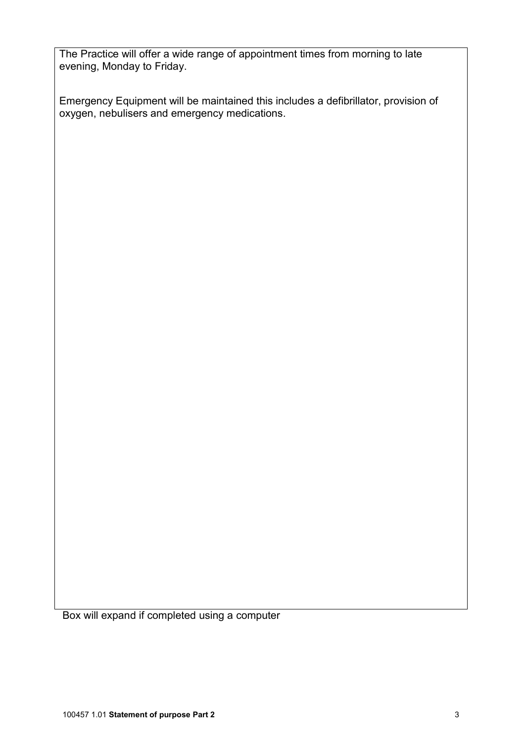The Practice will offer a wide range of appointment times from morning to late evening, Monday to Friday.

Emergency Equipment will be maintained this includes a defibrillator, provision of oxygen, nebulisers and emergency medications.

Box will expand if completed using a computer